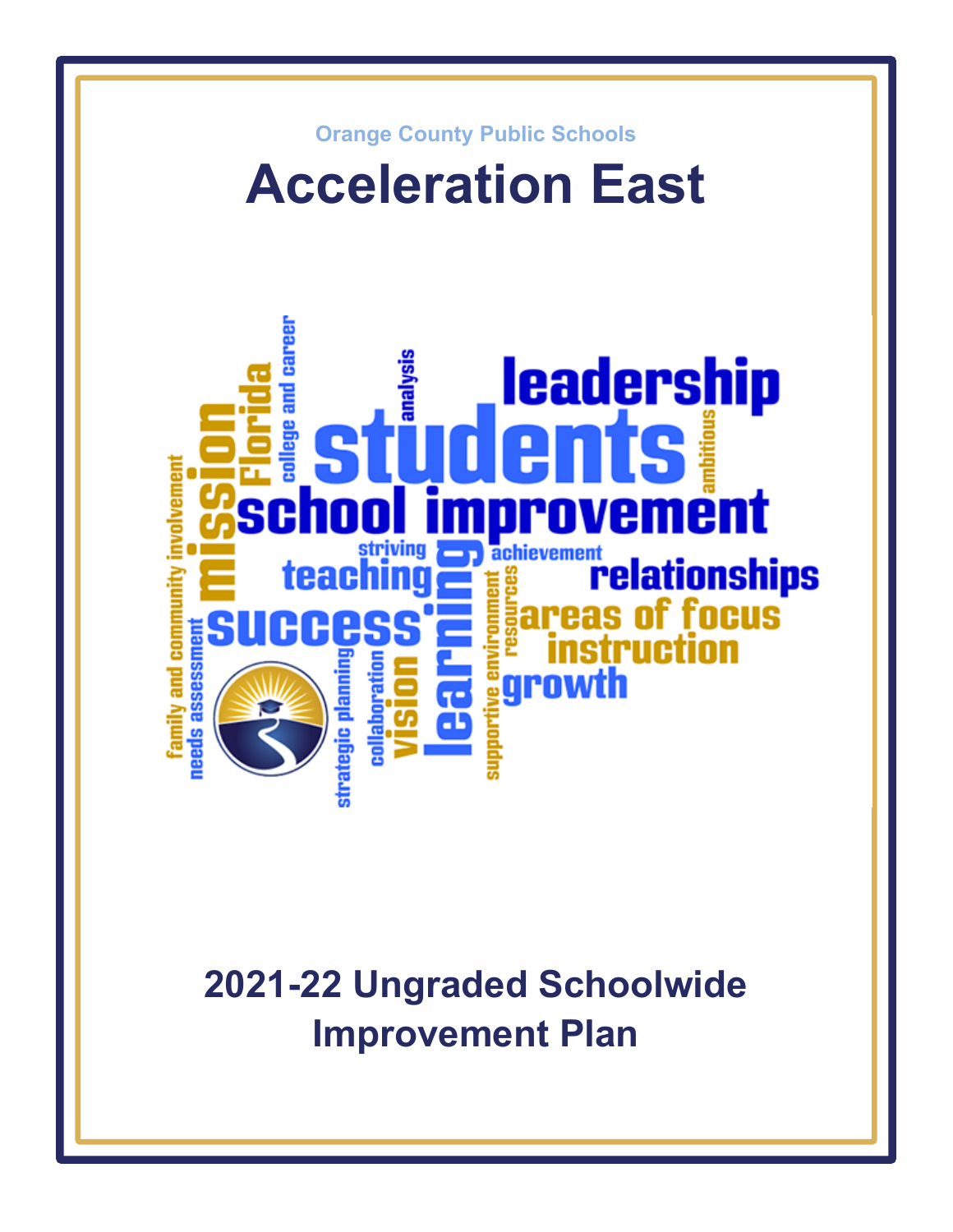Orange County Public Schools

# Acceleration East

## 2021-22 Ungraded Schoolwide Improvement Plan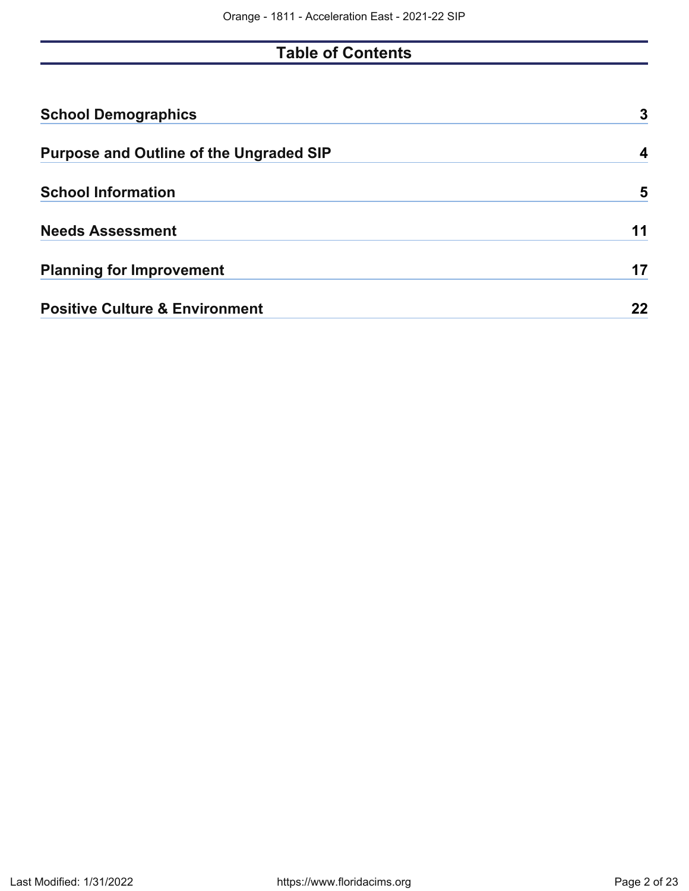# Table of Contents

| | |
|---|---|
| **School Demographics** | **3** |
| **Purpose and Outline of the Ungraded SIP** | **4** |
| **School Information** | **5** |
| **Needs Assessment** | **11** |
| **Planning for Improvement** | **17** |
| **Positive Culture & Environment** | **22** |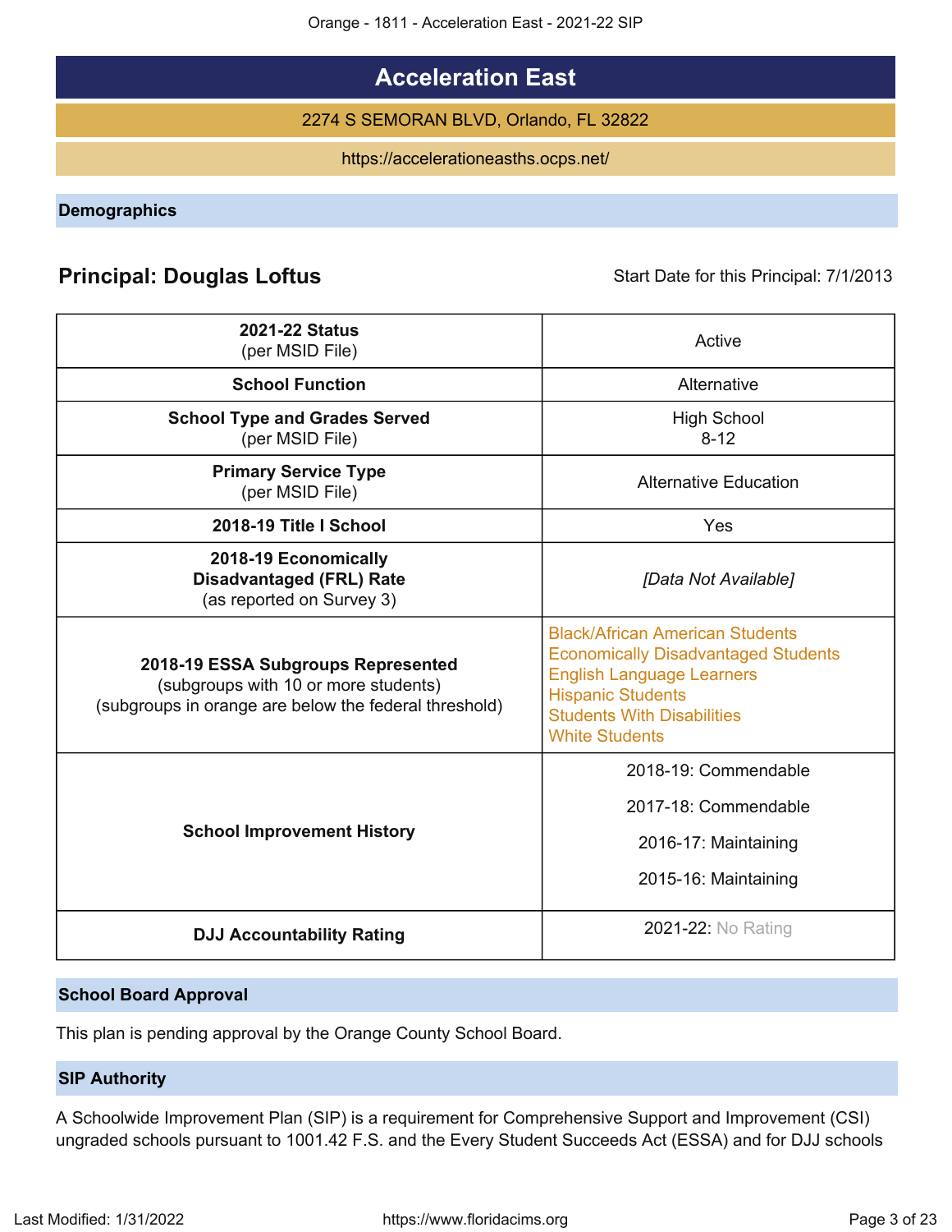# Acceleration East

2274 S SEMORAN BLVD, Orlando, FL 32822

https://accelerationeasths.ocps.net/

## Demographics

**Principal: Douglas Loftus** Start Date for this Principal: 7/1/2013

| | |
|---|---|
| **2021-22 Status** (per MSID File) | Active |
| **School Function** | Alternative |
| **School Type and Grades Served** (per MSID File) | High School 8-12 |
| **Primary Service Type** (per MSID File) | Alternative Education |
| **2018-19 Title I School** | Yes |
| **2018-19 Economically Disadvantaged (FRL) Rate** (as reported on Survey 3) | *[Data Not Available]* |
| **2018-19 ESSA Subgroups Represented** (subgroups with 10 or more students) (subgroups in orange are below the federal threshold) | Black/African American Students<br>Economically Disadvantaged Students<br>English Language Learners<br>Hispanic Students<br>Students With Disabilities<br>White Students |
| **School Improvement History** | 2018-19: Commendable<br>2017-18: Commendable<br>2016-17: Maintaining<br>2015-16: Maintaining |
| **DJJ Accountability Rating** | 2021-22: No Rating |

## School Board Approval

This plan is pending approval by the Orange County School Board.

## SIP Authority

A Schoolwide Improvement Plan (SIP) is a requirement for Comprehensive Support and Improvement (CSI) ungraded schools pursuant to 1001.42 F.S. and the Every Student Succeeds Act (ESSA) and for DJJ schools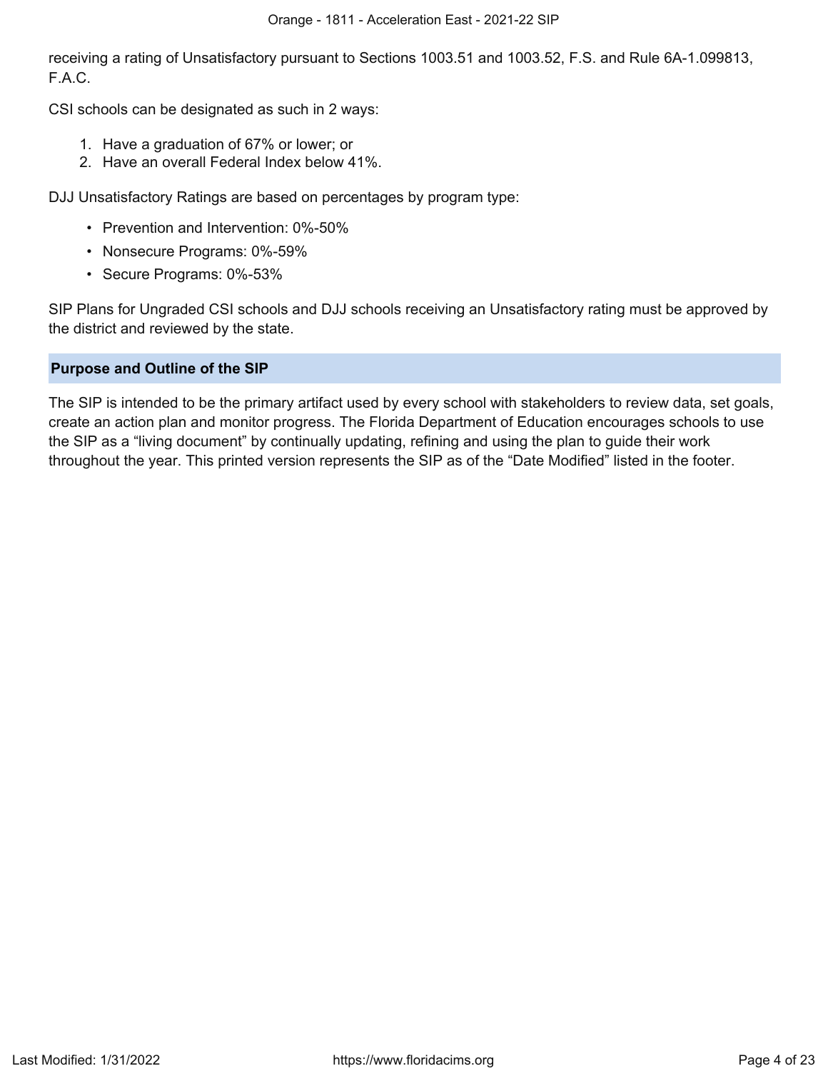receiving a rating of Unsatisfactory pursuant to Sections 1003.51 and 1003.52, F.S. and Rule 6A-1.099813, F.A.C.

CSI schools can be designated as such in 2 ways:

1. Have a graduation of 67% or lower; or
2. Have an overall Federal Index below 41%.

DJJ Unsatisfactory Ratings are based on percentages by program type:

- Prevention and Intervention: 0%-50%
- Nonsecure Programs: 0%-59%
- Secure Programs: 0%-53%

SIP Plans for Ungraded CSI schools and DJJ schools receiving an Unsatisfactory rating must be approved by the district and reviewed by the state.

## Purpose and Outline of the SIP

The SIP is intended to be the primary artifact used by every school with stakeholders to review data, set goals, create an action plan and monitor progress. The Florida Department of Education encourages schools to use the SIP as a “living document” by continually updating, refining and using the plan to guide their work throughout the year. This printed version represents the SIP as of the “Date Modified” listed in the footer.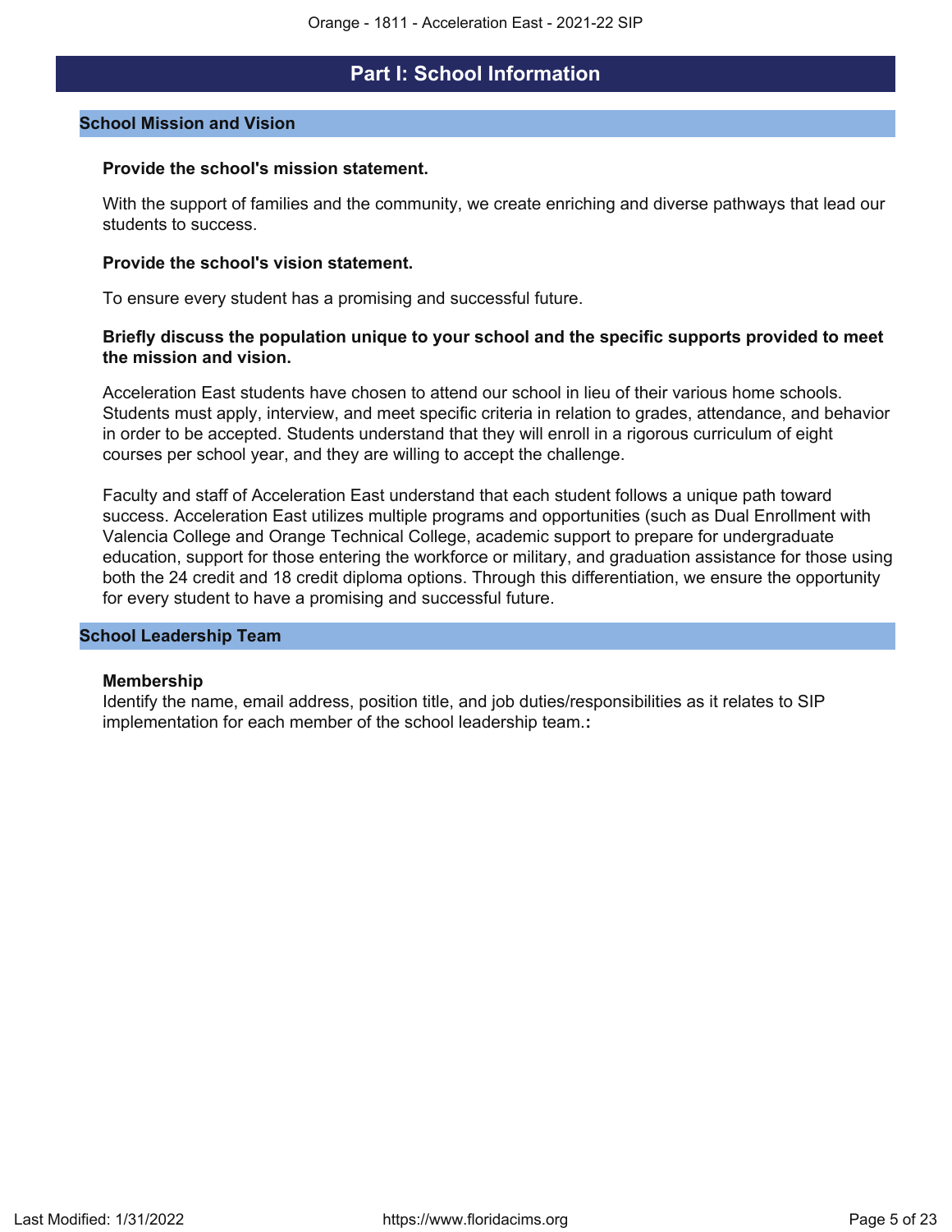# Part I: School Information

## School Mission and Vision

**Provide the school's mission statement.**

With the support of families and the community, we create enriching and diverse pathways that lead our students to success.

**Provide the school's vision statement.**

To ensure every student has a promising and successful future.

**Briefly discuss the population unique to your school and the specific supports provided to meet the mission and vision.**

Acceleration East students have chosen to attend our school in lieu of their various home schools. Students must apply, interview, and meet specific criteria in relation to grades, attendance, and behavior in order to be accepted. Students understand that they will enroll in a rigorous curriculum of eight courses per school year, and they are willing to accept the challenge.

Faculty and staff of Acceleration East understand that each student follows a unique path toward success. Acceleration East utilizes multiple programs and opportunities (such as Dual Enrollment with Valencia College and Orange Technical College, academic support to prepare for undergraduate education, support for those entering the workforce or military, and graduation assistance for those using both the 24 credit and 18 credit diploma options. Through this differentiation, we ensure the opportunity for every student to have a promising and successful future.

## School Leadership Team

**Membership**

Identify the name, email address, position title, and job duties/responsibilities as it relates to SIP implementation for each member of the school leadership team.**:**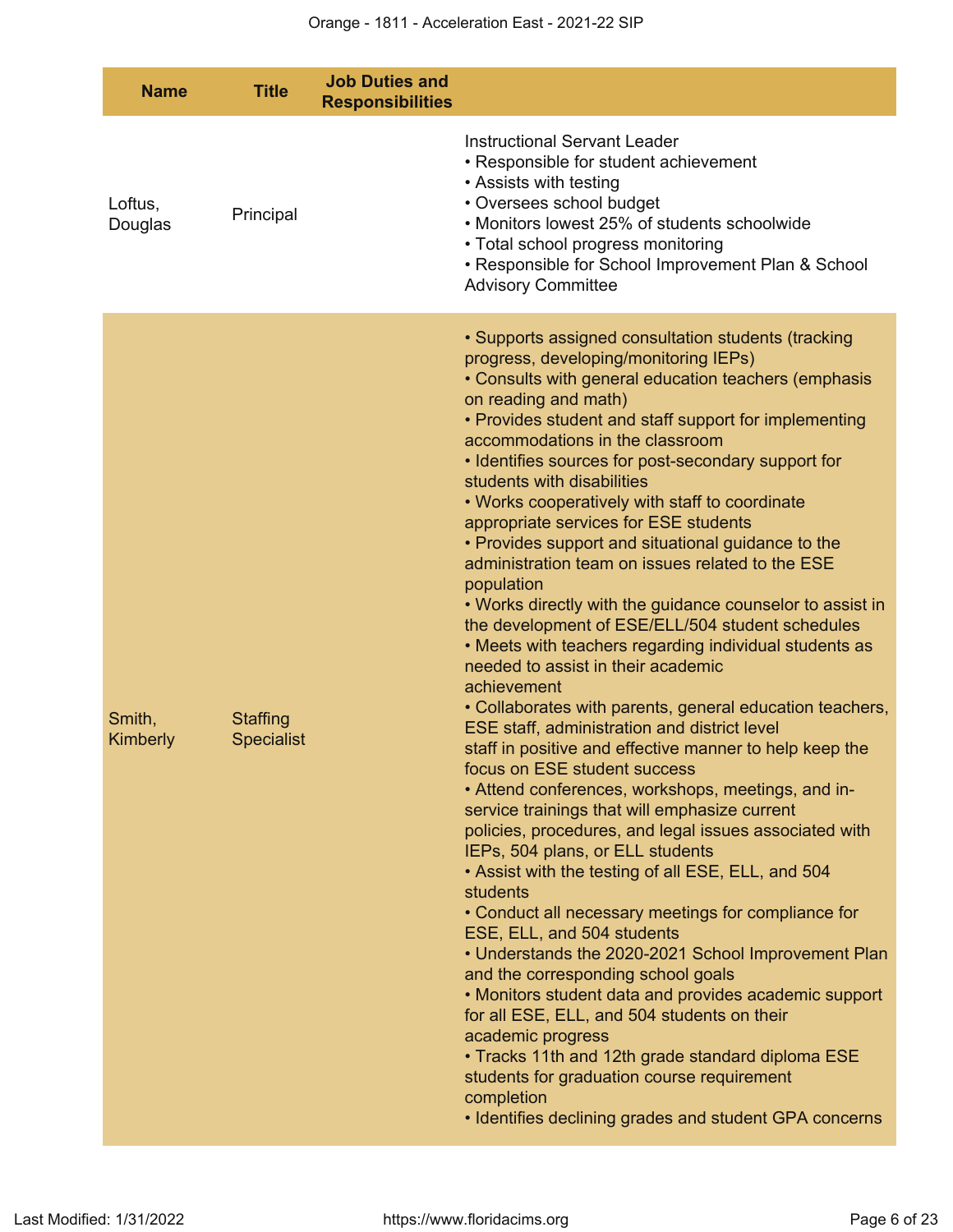| Name | Title | Job Duties and Responsibilities |
|---|---|---|
| Loftus, Douglas | Principal | Instructional Servant Leader<br>• Responsible for student achievement<br>• Assists with testing<br>• Oversees school budget<br>• Monitors lowest 25% of students schoolwide<br>• Total school progress monitoring<br>• Responsible for School Improvement Plan & School Advisory Committee |
| Smith, Kimberly | Staffing Specialist | • Supports assigned consultation students (tracking progress, developing/monitoring IEPs)<br>• Consults with general education teachers (emphasis on reading and math)<br>• Provides student and staff support for implementing accommodations in the classroom<br>• Identifies sources for post-secondary support for students with disabilities<br>• Works cooperatively with staff to coordinate appropriate services for ESE students<br>• Provides support and situational guidance to the administration team on issues related to the ESE population<br>• Works directly with the guidance counselor to assist in the development of ESE/ELL/504 student schedules<br>• Meets with teachers regarding individual students as needed to assist in their academic achievement<br>• Collaborates with parents, general education teachers, ESE staff, administration and district level staff in positive and effective manner to help keep the focus on ESE student success<br>• Attend conferences, workshops, meetings, and in-service trainings that will emphasize current policies, procedures, and legal issues associated with IEPs, 504 plans, or ELL students<br>• Assist with the testing of all ESE, ELL, and 504 students<br>• Conduct all necessary meetings for compliance for ESE, ELL, and 504 students<br>• Understands the 2020-2021 School Improvement Plan and the corresponding school goals<br>• Monitors student data and provides academic support for all ESE, ELL, and 504 students on their academic progress<br>• Tracks 11th and 12th grade standard diploma ESE students for graduation course requirement completion<br>• Identifies declining grades and student GPA concerns |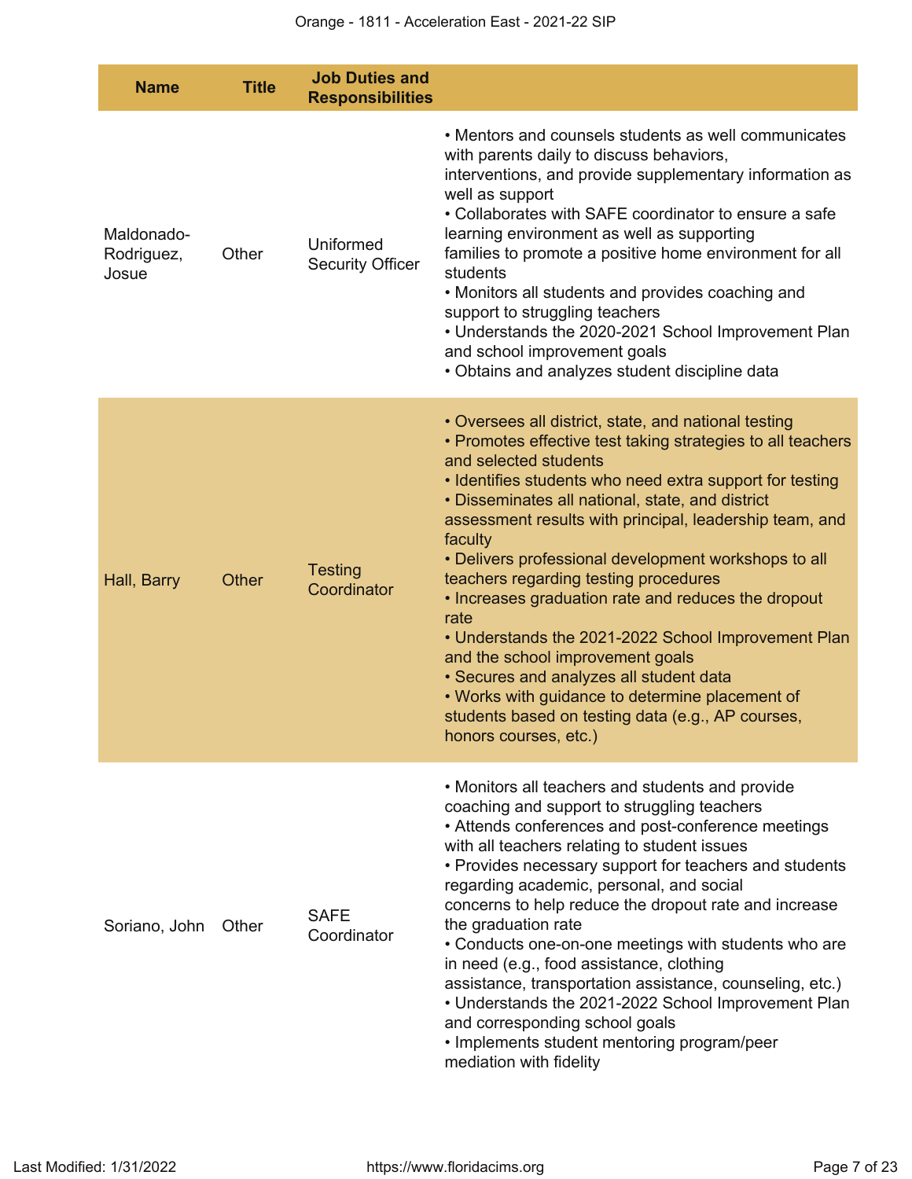| Name | Title | Job Duties and Responsibilities | |
|---|---|---|---|
| Maldonado-Rodriguez, Josue | Other | Uniformed Security Officer | • Mentors and counsels students as well communicates with parents daily to discuss behaviors, interventions, and provide supplementary information as well as support<br>• Collaborates with SAFE coordinator to ensure a safe learning environment as well as supporting families to promote a positive home environment for all students<br>• Monitors all students and provides coaching and support to struggling teachers<br>• Understands the 2020-2021 School Improvement Plan and school improvement goals<br>• Obtains and analyzes student discipline data |
| Hall, Barry | Other | Testing Coordinator | • Oversees all district, state, and national testing<br>• Promotes effective test taking strategies to all teachers and selected students<br>• Identifies students who need extra support for testing<br>• Disseminates all national, state, and district assessment results with principal, leadership team, and faculty<br>• Delivers professional development workshops to all teachers regarding testing procedures<br>• Increases graduation rate and reduces the dropout rate<br>• Understands the 2021-2022 School Improvement Plan and the school improvement goals<br>• Secures and analyzes all student data<br>• Works with guidance to determine placement of students based on testing data (e.g., AP courses, honors courses, etc.) |
| Soriano, John | Other | SAFE Coordinator | • Monitors all teachers and students and provide coaching and support to struggling teachers<br>• Attends conferences and post-conference meetings with all teachers relating to student issues<br>• Provides necessary support for teachers and students regarding academic, personal, and social concerns to help reduce the dropout rate and increase the graduation rate<br>• Conducts one-on-one meetings with students who are in need (e.g., food assistance, clothing assistance, transportation assistance, counseling, etc.)<br>• Understands the 2021-2022 School Improvement Plan and corresponding school goals<br>• Implements student mentoring program/peer mediation with fidelity |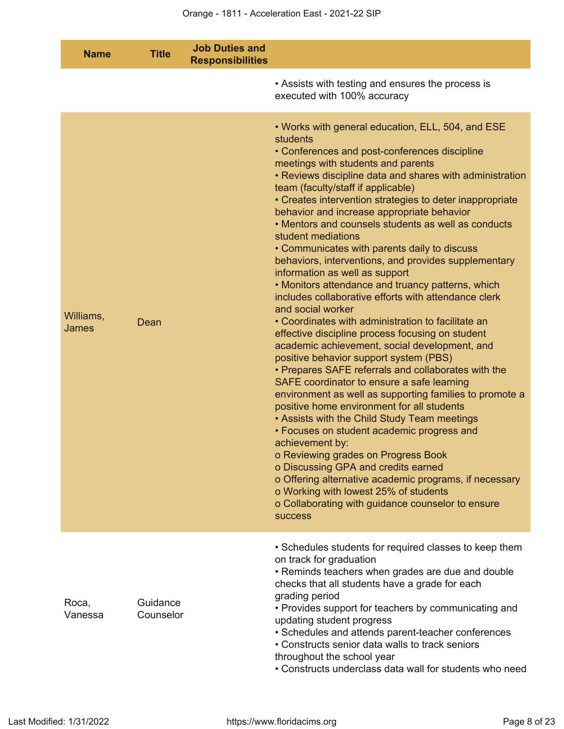| Name | Title | Job Duties and Responsibilities | |
|---|---|---|---|
| | | | • Assists with testing and ensures the process is executed with 100% accuracy |
| Williams, James | Dean | | • Works with general education, ELL, 504, and ESE students<br>• Conferences and post-conferences discipline meetings with students and parents<br>• Reviews discipline data and shares with administration team (faculty/staff if applicable)<br>• Creates intervention strategies to deter inappropriate behavior and increase appropriate behavior<br>• Mentors and counsels students as well as conducts student mediations<br>• Communicates with parents daily to discuss behaviors, interventions, and provides supplementary information as well as support<br>• Monitors attendance and truancy patterns, which includes collaborative efforts with attendance clerk and social worker<br>• Coordinates with administration to facilitate an effective discipline process focusing on student academic achievement, social development, and positive behavior support system (PBS)<br>• Prepares SAFE referrals and collaborates with the SAFE coordinator to ensure a safe learning environment as well as supporting families to promote a positive home environment for all students<br>• Assists with the Child Study Team meetings<br>• Focuses on student academic progress and achievement by:<br>o Reviewing grades on Progress Book<br>o Discussing GPA and credits earned<br>o Offering alternative academic programs, if necessary<br>o Working with lowest 25% of students<br>o Collaborating with guidance counselor to ensure success |
| Roca, Vanessa | Guidance Counselor | | • Schedules students for required classes to keep them on track for graduation<br>• Reminds teachers when grades are due and double checks that all students have a grade for each grading period<br>• Provides support for teachers by communicating and updating student progress<br>• Schedules and attends parent-teacher conferences<br>• Constructs senior data walls to track seniors throughout the school year<br>• Constructs underclass data wall for students who need |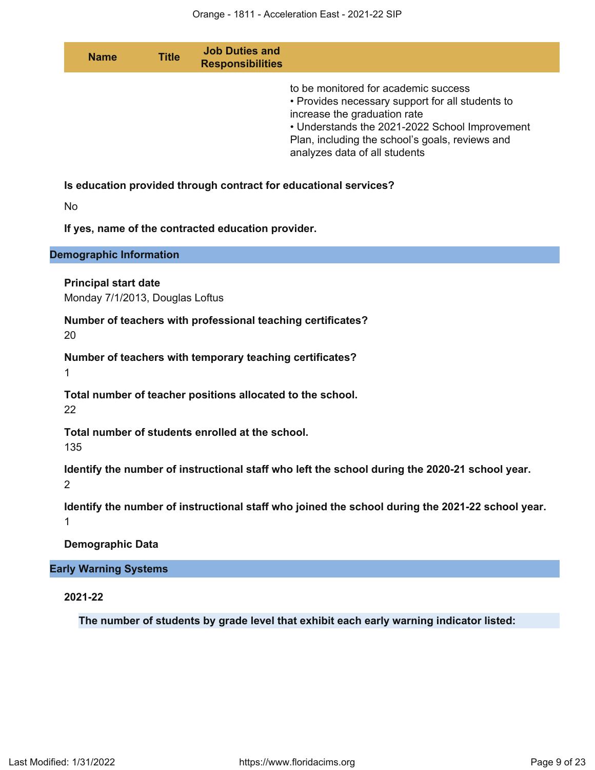| Name | Title | Job Duties and Responsibilities |
| --- | --- | --- |
| | | to be monitored for academic success<br>• Provides necessary support for all students to increase the graduation rate<br>• Understands the 2021-2022 School Improvement Plan, including the school's goals, reviews and analyzes data of all students |

**Is education provided through contract for educational services?**

No

**If yes, name of the contracted education provider.**

## Demographic Information

**Principal start date**
Monday 7/1/2013, Douglas Loftus

**Number of teachers with professional teaching certificates?**
20

**Number of teachers with temporary teaching certificates?**
1

**Total number of teacher positions allocated to the school.**
22

**Total number of students enrolled at the school.**
135

**Identify the number of instructional staff who left the school during the 2020-21 school year.**
2

**Identify the number of instructional staff who joined the school during the 2021-22 school year.**
1

**Demographic Data**

## Early Warning Systems

**2021-22**

**The number of students by grade level that exhibit each early warning indicator listed:**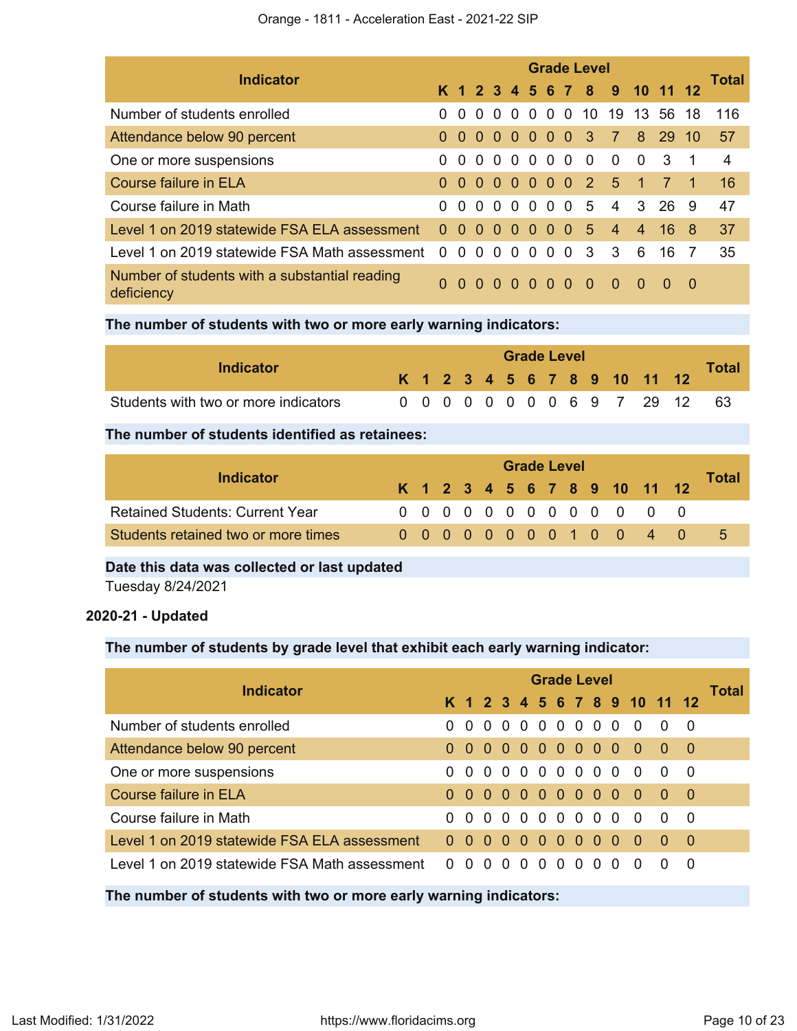| Indicator | Grade Level | | | | | | | | | | | | | Total |
|---|---|---|---|---|---|---|---|---|---|---|---|---|---|---|
| | K | 1 | 2 | 3 | 4 | 5 | 6 | 7 | 8 | 9 | 10 | 11 | 12 | |
| Number of students enrolled | 0 | 0 | 0 | 0 | 0 | 0 | 0 | 0 | 10 | 19 | 13 | 56 | 18 | 116 |
| Attendance below 90 percent | 0 | 0 | 0 | 0 | 0 | 0 | 0 | 0 | 3 | 7 | 8 | 29 | 10 | 57 |
| One or more suspensions | 0 | 0 | 0 | 0 | 0 | 0 | 0 | 0 | 0 | 0 | 0 | 3 | 1 | 4 |
| Course failure in ELA | 0 | 0 | 0 | 0 | 0 | 0 | 0 | 0 | 2 | 5 | 1 | 7 | 1 | 16 |
| Course failure in Math | 0 | 0 | 0 | 0 | 0 | 0 | 0 | 0 | 5 | 4 | 3 | 26 | 9 | 47 |
| Level 1 on 2019 statewide FSA ELA assessment | 0 | 0 | 0 | 0 | 0 | 0 | 0 | 0 | 5 | 4 | 4 | 16 | 8 | 37 |
| Level 1 on 2019 statewide FSA Math assessment | 0 | 0 | 0 | 0 | 0 | 0 | 0 | 0 | 3 | 3 | 6 | 16 | 7 | 35 |
| Number of students with a substantial reading deficiency | 0 | 0 | 0 | 0 | 0 | 0 | 0 | 0 | 0 | 0 | 0 | 0 | 0 | |

**The number of students with two or more early warning indicators:**

| Indicator | Grade Level | | | | | | | | | | | | | Total |
|---|---|---|---|---|---|---|---|---|---|---|---|---|---|---|
| | K | 1 | 2 | 3 | 4 | 5 | 6 | 7 | 8 | 9 | 10 | 11 | 12 | |
| Students with two or more indicators | 0 | 0 | 0 | 0 | 0 | 0 | 0 | 0 | 6 | 9 | 7 | 29 | 12 | 63 |

**The number of students identified as retainees:**

| Indicator | Grade Level | | | | | | | | | | | | | Total |
|---|---|---|---|---|---|---|---|---|---|---|---|---|---|---|
| | K | 1 | 2 | 3 | 4 | 5 | 6 | 7 | 8 | 9 | 10 | 11 | 12 | |
| Retained Students: Current Year | 0 | 0 | 0 | 0 | 0 | 0 | 0 | 0 | 0 | 0 | 0 | 0 | 0 | |
| Students retained two or more times | 0 | 0 | 0 | 0 | 0 | 0 | 0 | 0 | 1 | 0 | 0 | 4 | 0 | 5 |

**Date this data was collected or last updated**

Tuesday 8/24/2021

**2020-21 - Updated**

**The number of students by grade level that exhibit each early warning indicator:**

| Indicator | Grade Level | | | | | | | | | | | | | Total |
|---|---|---|---|---|---|---|---|---|---|---|---|---|---|---|
| | K | 1 | 2 | 3 | 4 | 5 | 6 | 7 | 8 | 9 | 10 | 11 | 12 | |
| Number of students enrolled | 0 | 0 | 0 | 0 | 0 | 0 | 0 | 0 | 0 | 0 | 0 | 0 | 0 | |
| Attendance below 90 percent | 0 | 0 | 0 | 0 | 0 | 0 | 0 | 0 | 0 | 0 | 0 | 0 | 0 | |
| One or more suspensions | 0 | 0 | 0 | 0 | 0 | 0 | 0 | 0 | 0 | 0 | 0 | 0 | 0 | |
| Course failure in ELA | 0 | 0 | 0 | 0 | 0 | 0 | 0 | 0 | 0 | 0 | 0 | 0 | 0 | |
| Course failure in Math | 0 | 0 | 0 | 0 | 0 | 0 | 0 | 0 | 0 | 0 | 0 | 0 | 0 | |
| Level 1 on 2019 statewide FSA ELA assessment | 0 | 0 | 0 | 0 | 0 | 0 | 0 | 0 | 0 | 0 | 0 | 0 | 0 | |
| Level 1 on 2019 statewide FSA Math assessment | 0 | 0 | 0 | 0 | 0 | 0 | 0 | 0 | 0 | 0 | 0 | 0 | 0 | |

**The number of students with two or more early warning indicators:**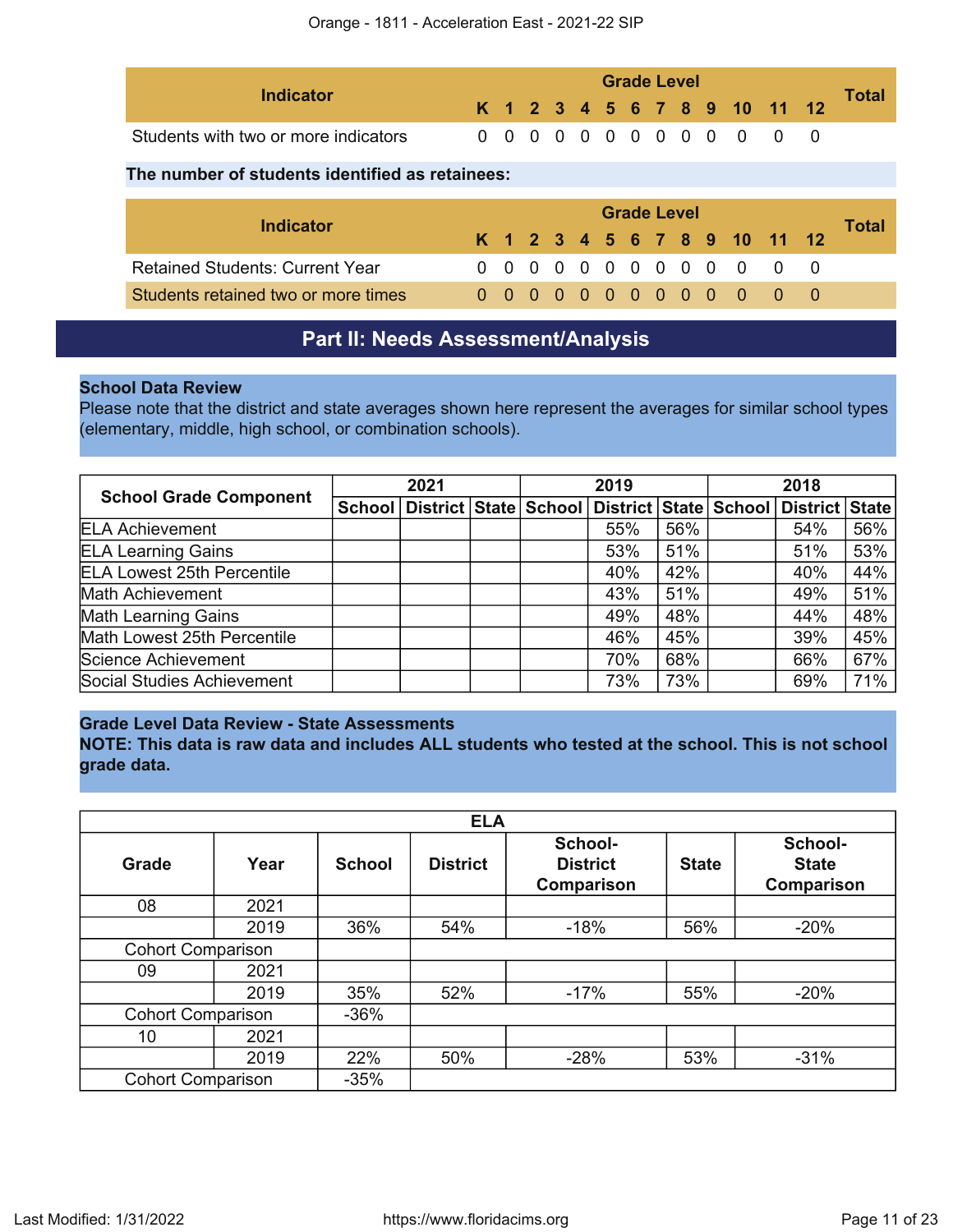| Indicator | K | 1 | 2 | 3 | 4 | 5 | 6 | 7 | 8 | 9 | 10 | 11 | 12 | Total |
|---|---|---|---|---|---|---|---|---|---|---|---|---|---|---|
| Students with two or more indicators | 0 | 0 | 0 | 0 | 0 | 0 | 0 | 0 | 0 | 0 | 0 | 0 | 0 | |

**The number of students identified as retainees:**

| Indicator | K | 1 | 2 | 3 | 4 | 5 | 6 | 7 | 8 | 9 | 10 | 11 | 12 | Total |
|---|---|---|---|---|---|---|---|---|---|---|---|---|---|---|
| Retained Students: Current Year | 0 | 0 | 0 | 0 | 0 | 0 | 0 | 0 | 0 | 0 | 0 | 0 | 0 | |
| Students retained two or more times | 0 | 0 | 0 | 0 | 0 | 0 | 0 | 0 | 0 | 0 | 0 | 0 | 0 | |

## Part II: Needs Assessment/Analysis

**School Data Review**

Please note that the district and state averages shown here represent the averages for similar school types (elementary, middle, high school, or combination schools).

| School Grade Component | 2021 | | | 2019 | | | 2018 | | |
|---|---|---|---|---|---|---|---|---|---|
| | School | District | State | School | District | State | School | District | State |
| ELA Achievement | | | | | 55% | 56% | | 54% | 56% |
| ELA Learning Gains | | | | | 53% | 51% | | 51% | 53% |
| ELA Lowest 25th Percentile | | | | | 40% | 42% | | 40% | 44% |
| Math Achievement | | | | | 43% | 51% | | 49% | 51% |
| Math Learning Gains | | | | | 49% | 48% | | 44% | 48% |
| Math Lowest 25th Percentile | | | | | 46% | 45% | | 39% | 45% |
| Science Achievement | | | | | 70% | 68% | | 66% | 67% |
| Social Studies Achievement | | | | | 73% | 73% | | 69% | 71% |

**Grade Level Data Review - State Assessments**

**NOTE: This data is raw data and includes ALL students who tested at the school. This is not school grade data.**

| ELA | | | | | | |
|---|---|---|---|---|---|---|
| Grade | Year | School | District | School-District Comparison | State | School-State Comparison |
| 08 | 2021 | | | | | |
| | 2019 | 36% | 54% | -18% | 56% | -20% |
| Cohort Comparison | | | | | | |
| 09 | 2021 | | | | | |
| | 2019 | 35% | 52% | -17% | 55% | -20% |
| Cohort Comparison | | -36% | | | | |
| 10 | 2021 | | | | | |
| | 2019 | 22% | 50% | -28% | 53% | -31% |
| Cohort Comparison | | -35% | | | | |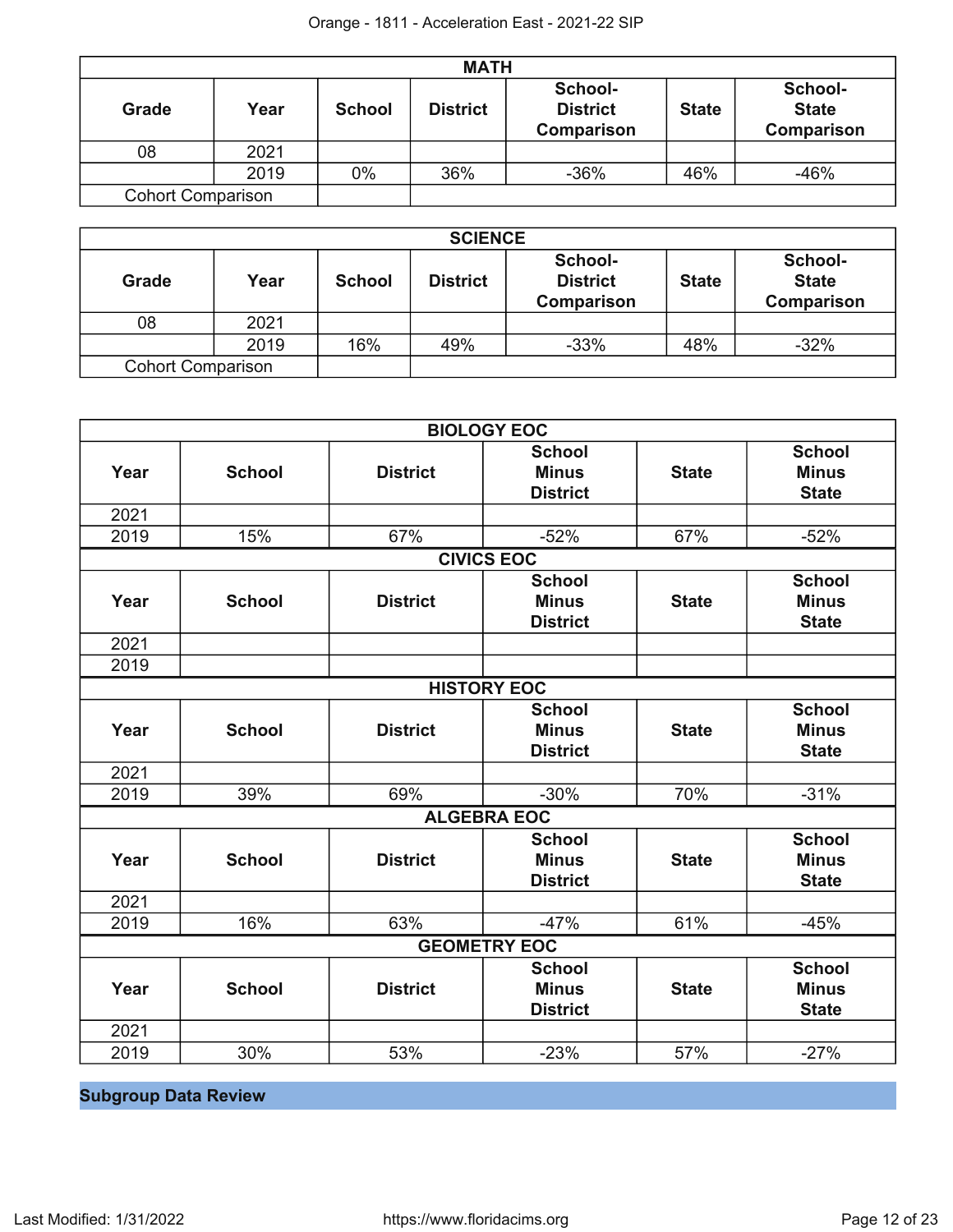| MATH | | | | | | |
|---|---|---|---|---|---|---|
| **Grade** | **Year** | **School** | **District** | **School-District Comparison** | **State** | **School-State Comparison** |
| 08 | 2021 | | | | | |
| | 2019 | 0% | 36% | -36% | 46% | -46% |
| Cohort Comparison | | | | | | |

| SCIENCE | | | | | | |
|---|---|---|---|---|---|---|
| **Grade** | **Year** | **School** | **District** | **School-District Comparison** | **State** | **School-State Comparison** |
| 08 | 2021 | | | | | |
| | 2019 | 16% | 49% | -33% | 48% | -32% |
| Cohort Comparison | | | | | | |

| BIOLOGY EOC | | | | | |
|---|---|---|---|---|---|
| **Year** | **School** | **District** | **School Minus District** | **State** | **School Minus State** |
| 2021 | | | | | |
| 2019 | 15% | 67% | -52% | 67% | -52% |

| CIVICS EOC | | | | | |
|---|---|---|---|---|---|
| **Year** | **School** | **District** | **School Minus District** | **State** | **School Minus State** |
| 2021 | | | | | |
| 2019 | | | | | |

| HISTORY EOC | | | | | |
|---|---|---|---|---|---|
| **Year** | **School** | **District** | **School Minus District** | **State** | **School Minus State** |
| 2021 | | | | | |
| 2019 | 39% | 69% | -30% | 70% | -31% |

| ALGEBRA EOC | | | | | |
|---|---|---|---|---|---|
| **Year** | **School** | **District** | **School Minus District** | **State** | **School Minus State** |
| 2021 | | | | | |
| 2019 | 16% | 63% | -47% | 61% | -45% |

| GEOMETRY EOC | | | | | |
|---|---|---|---|---|---|
| **Year** | **School** | **District** | **School Minus District** | **State** | **School Minus State** |
| 2021 | | | | | |
| 2019 | 30% | 53% | -23% | 57% | -27% |

## Subgroup Data Review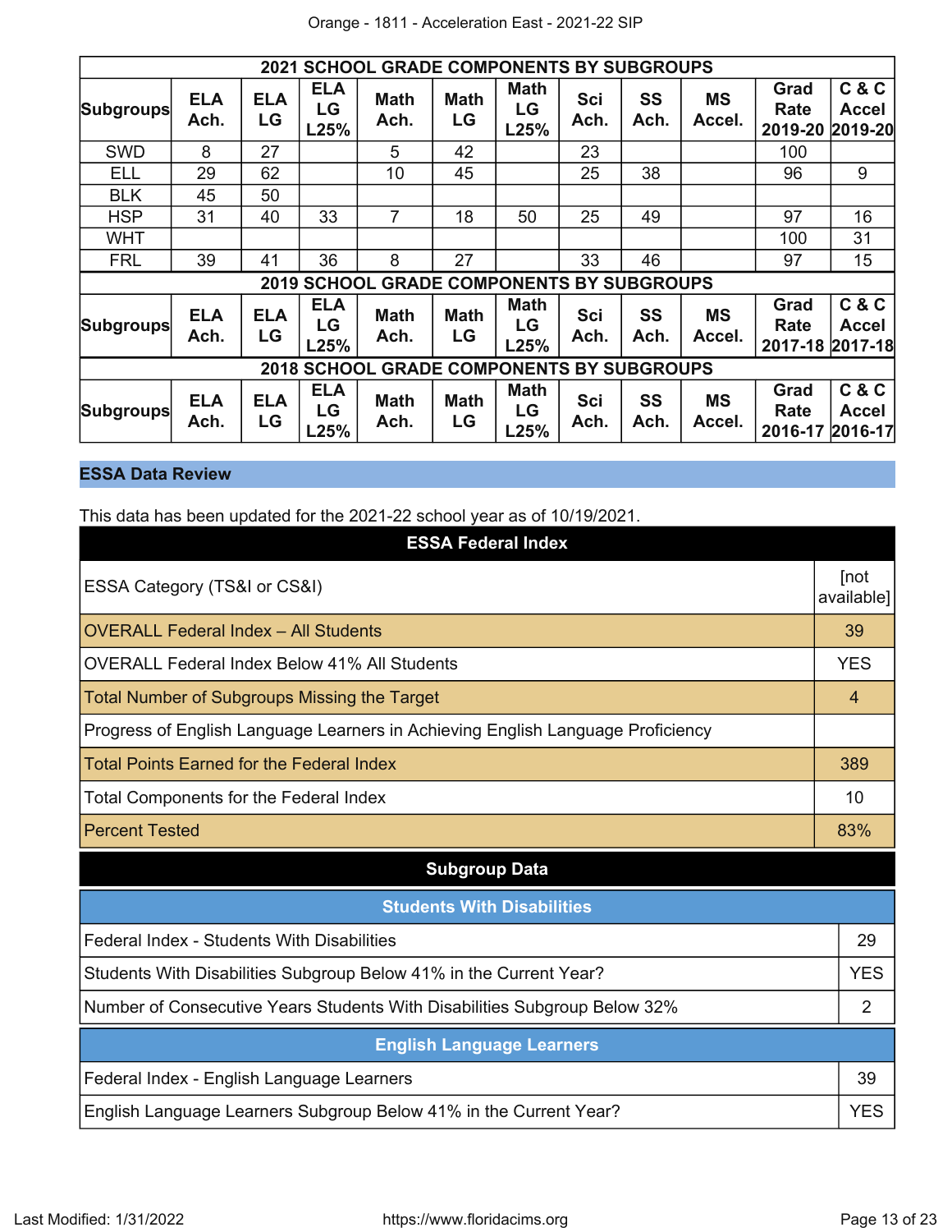| 2021 SCHOOL GRADE COMPONENTS BY SUBGROUPS | | | | | | | | | | | |
|---|---|---|---|---|---|---|---|---|---|---|---|
| Subgroups | ELA Ach. | ELA LG | ELA LG L25% | Math Ach. | Math LG | Math LG L25% | Sci Ach. | SS Ach. | MS Accel. | Grad Rate 2019-20 | C & C Accel 2019-20 |
| SWD | 8 | 27 | | 5 | 42 | | 23 | | | 100 | |
| ELL | 29 | 62 | | 10 | 45 | | 25 | 38 | | 96 | 9 |
| BLK | 45 | 50 | | | | | | | | | |
| HSP | 31 | 40 | 33 | 7 | 18 | 50 | 25 | 49 | | 97 | 16 |
| WHT | | | | | | | | | | 100 | 31 |
| FRL | 39 | 41 | 36 | 8 | 27 | | 33 | 46 | | 97 | 15 |
| **2019 SCHOOL GRADE COMPONENTS BY SUBGROUPS** | | | | | | | | | | | |
| Subgroups | ELA Ach. | ELA LG | ELA LG L25% | Math Ach. | Math LG | Math LG L25% | Sci Ach. | SS Ach. | MS Accel. | Grad Rate 2017-18 | C & C Accel 2017-18 |
| **2018 SCHOOL GRADE COMPONENTS BY SUBGROUPS** | | | | | | | | | | | |
| Subgroups | ELA Ach. | ELA LG | ELA LG L25% | Math Ach. | Math LG | Math LG L25% | Sci Ach. | SS Ach. | MS Accel. | Grad Rate 2016-17 | C & C Accel 2016-17 |

## ESSA Data Review

This data has been updated for the 2021-22 school year as of 10/19/2021.

| ESSA Federal Index | |
|---|---|
| ESSA Category (TS&I or CS&I) | [not available] |
| OVERALL Federal Index – All Students | 39 |
| OVERALL Federal Index Below 41% All Students | YES |
| Total Number of Subgroups Missing the Target | 4 |
| Progress of English Language Learners in Achieving English Language Proficiency | |
| Total Points Earned for the Federal Index | 389 |
| Total Components for the Federal Index | 10 |
| Percent Tested | 83% |

### Subgroup Data

| Students With Disabilities | |
|---|---|
| Federal Index - Students With Disabilities | 29 |
| Students With Disabilities Subgroup Below 41% in the Current Year? | YES |
| Number of Consecutive Years Students With Disabilities Subgroup Below 32% | 2 |

| English Language Learners | |
|---|---|
| Federal Index - English Language Learners | 39 |
| English Language Learners Subgroup Below 41% in the Current Year? | YES |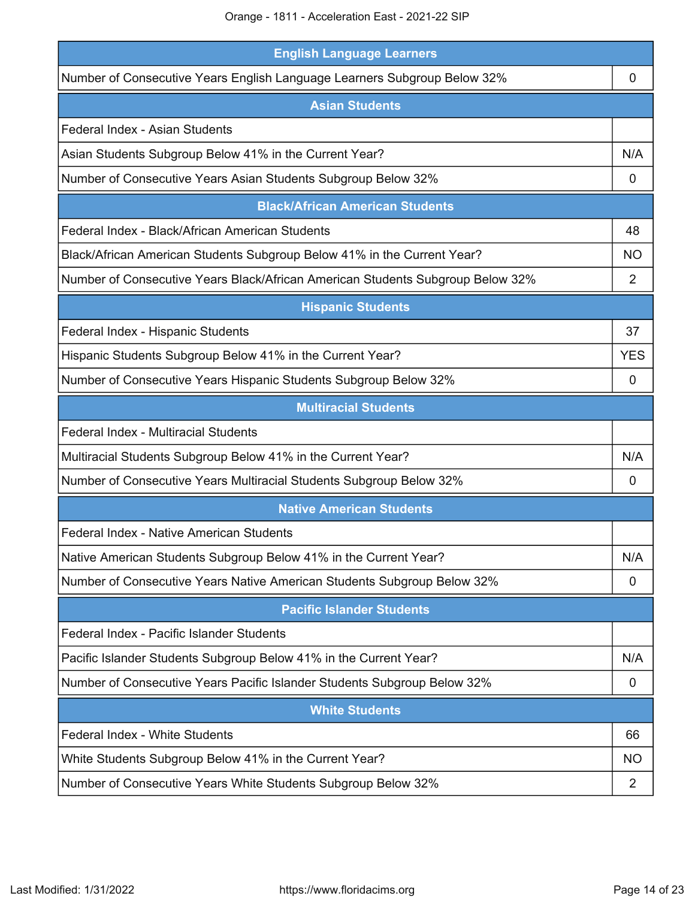| English Language Learners | |
|---|---|
| Number of Consecutive Years English Language Learners Subgroup Below 32% | 0 |

| Asian Students | |
|---|---|
| Federal Index - Asian Students | |
| Asian Students Subgroup Below 41% in the Current Year? | N/A |
| Number of Consecutive Years Asian Students Subgroup Below 32% | 0 |

| Black/African American Students | |
|---|---|
| Federal Index - Black/African American Students | 48 |
| Black/African American Students Subgroup Below 41% in the Current Year? | NO |
| Number of Consecutive Years Black/African American Students Subgroup Below 32% | 2 |

| Hispanic Students | |
|---|---|
| Federal Index - Hispanic Students | 37 |
| Hispanic Students Subgroup Below 41% in the Current Year? | YES |
| Number of Consecutive Years Hispanic Students Subgroup Below 32% | 0 |

| Multiracial Students | |
|---|---|
| Federal Index - Multiracial Students | |
| Multiracial Students Subgroup Below 41% in the Current Year? | N/A |
| Number of Consecutive Years Multiracial Students Subgroup Below 32% | 0 |

| Native American Students | |
|---|---|
| Federal Index - Native American Students | |
| Native American Students Subgroup Below 41% in the Current Year? | N/A |
| Number of Consecutive Years Native American Students Subgroup Below 32% | 0 |

| Pacific Islander Students | |
|---|---|
| Federal Index - Pacific Islander Students | |
| Pacific Islander Students Subgroup Below 41% in the Current Year? | N/A |
| Number of Consecutive Years Pacific Islander Students Subgroup Below 32% | 0 |

| White Students | |
|---|---|
| Federal Index - White Students | 66 |
| White Students Subgroup Below 41% in the Current Year? | NO |
| Number of Consecutive Years White Students Subgroup Below 32% | 2 |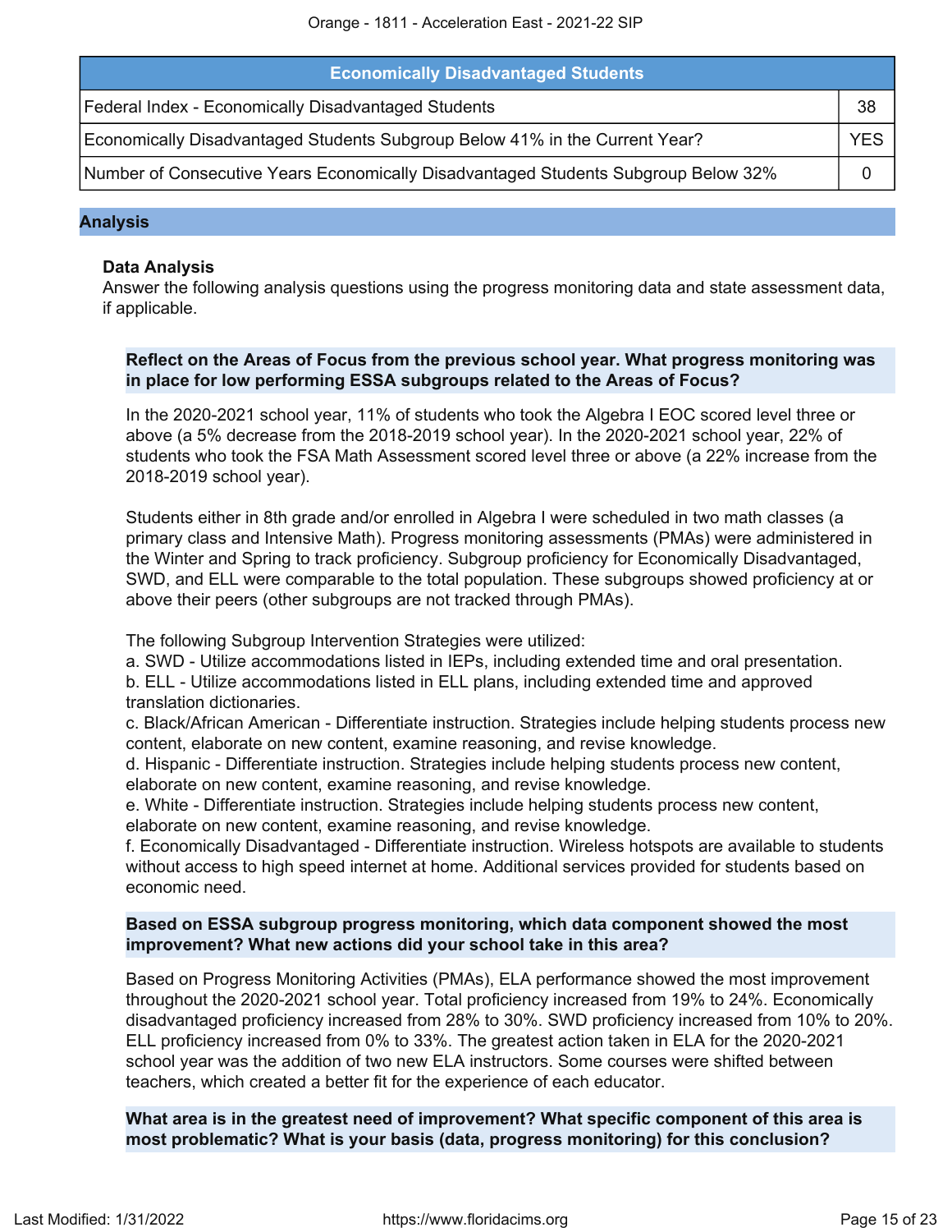| Economically Disadvantaged Students | |
|---|---|
| Federal Index - Economically Disadvantaged Students | 38 |
| Economically Disadvantaged Students Subgroup Below 41% in the Current Year? | YES |
| Number of Consecutive Years Economically Disadvantaged Students Subgroup Below 32% | 0 |

## Analysis

### Data Analysis

Answer the following analysis questions using the progress monitoring data and state assessment data, if applicable.

**Reflect on the Areas of Focus from the previous school year. What progress monitoring was in place for low performing ESSA subgroups related to the Areas of Focus?**

In the 2020-2021 school year, 11% of students who took the Algebra I EOC scored level three or above (a 5% decrease from the 2018-2019 school year). In the 2020-2021 school year, 22% of students who took the FSA Math Assessment scored level three or above (a 22% increase from the 2018-2019 school year).

Students either in 8th grade and/or enrolled in Algebra I were scheduled in two math classes (a primary class and Intensive Math). Progress monitoring assessments (PMAs) were administered in the Winter and Spring to track proficiency. Subgroup proficiency for Economically Disadvantaged, SWD, and ELL were comparable to the total population. These subgroups showed proficiency at or above their peers (other subgroups are not tracked through PMAs).

The following Subgroup Intervention Strategies were utilized:
a. SWD - Utilize accommodations listed in IEPs, including extended time and oral presentation.
b. ELL - Utilize accommodations listed in ELL plans, including extended time and approved translation dictionaries.
c. Black/African American - Differentiate instruction. Strategies include helping students process new content, elaborate on new content, examine reasoning, and revise knowledge.
d. Hispanic - Differentiate instruction. Strategies include helping students process new content, elaborate on new content, examine reasoning, and revise knowledge.
e. White - Differentiate instruction. Strategies include helping students process new content, elaborate on new content, examine reasoning, and revise knowledge.
f. Economically Disadvantaged - Differentiate instruction. Wireless hotspots are available to students without access to high speed internet at home. Additional services provided for students based on economic need.

**Based on ESSA subgroup progress monitoring, which data component showed the most improvement? What new actions did your school take in this area?**

Based on Progress Monitoring Activities (PMAs), ELA performance showed the most improvement throughout the 2020-2021 school year. Total proficiency increased from 19% to 24%. Economically disadvantaged proficiency increased from 28% to 30%. SWD proficiency increased from 10% to 20%. ELL proficiency increased from 0% to 33%. The greatest action taken in ELA for the 2020-2021 school year was the addition of two new ELA instructors. Some courses were shifted between teachers, which created a better fit for the experience of each educator.

**What area is in the greatest need of improvement? What specific component of this area is most problematic? What is your basis (data, progress monitoring) for this conclusion?**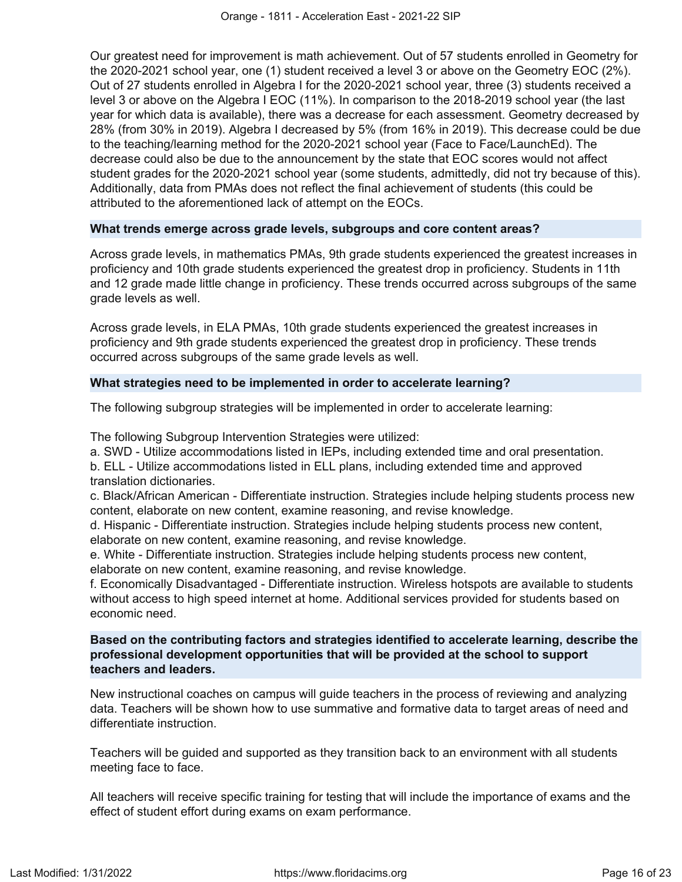Our greatest need for improvement is math achievement. Out of 57 students enrolled in Geometry for the 2020-2021 school year, one (1) student received a level 3 or above on the Geometry EOC (2%). Out of 27 students enrolled in Algebra I for the 2020-2021 school year, three (3) students received a level 3 or above on the Algebra I EOC (11%). In comparison to the 2018-2019 school year (the last year for which data is available), there was a decrease for each assessment. Geometry decreased by 28% (from 30% in 2019). Algebra I decreased by 5% (from 16% in 2019). This decrease could be due to the teaching/learning method for the 2020-2021 school year (Face to Face/LaunchEd). The decrease could also be due to the announcement by the state that EOC scores would not affect student grades for the 2020-2021 school year (some students, admittedly, did not try because of this). Additionally, data from PMAs does not reflect the final achievement of students (this could be attributed to the aforementioned lack of attempt on the EOCs.

**What trends emerge across grade levels, subgroups and core content areas?**

Across grade levels, in mathematics PMAs, 9th grade students experienced the greatest increases in proficiency and 10th grade students experienced the greatest drop in proficiency. Students in 11th and 12 grade made little change in proficiency. These trends occurred across subgroups of the same grade levels as well.

Across grade levels, in ELA PMAs, 10th grade students experienced the greatest increases in proficiency and 9th grade students experienced the greatest drop in proficiency. These trends occurred across subgroups of the same grade levels as well.

**What strategies need to be implemented in order to accelerate learning?**

The following subgroup strategies will be implemented in order to accelerate learning:

The following Subgroup Intervention Strategies were utilized:
a. SWD - Utilize accommodations listed in IEPs, including extended time and oral presentation.
b. ELL - Utilize accommodations listed in ELL plans, including extended time and approved translation dictionaries.
c. Black/African American - Differentiate instruction. Strategies include helping students process new content, elaborate on new content, examine reasoning, and revise knowledge.
d. Hispanic - Differentiate instruction. Strategies include helping students process new content, elaborate on new content, examine reasoning, and revise knowledge.
e. White - Differentiate instruction. Strategies include helping students process new content, elaborate on new content, examine reasoning, and revise knowledge.
f. Economically Disadvantaged - Differentiate instruction. Wireless hotspots are available to students without access to high speed internet at home. Additional services provided for students based on economic need.

**Based on the contributing factors and strategies identified to accelerate learning, describe the professional development opportunities that will be provided at the school to support teachers and leaders.**

New instructional coaches on campus will guide teachers in the process of reviewing and analyzing data. Teachers will be shown how to use summative and formative data to target areas of need and differentiate instruction.

Teachers will be guided and supported as they transition back to an environment with all students meeting face to face.

All teachers will receive specific training for testing that will include the importance of exams and the effect of student effort during exams on exam performance.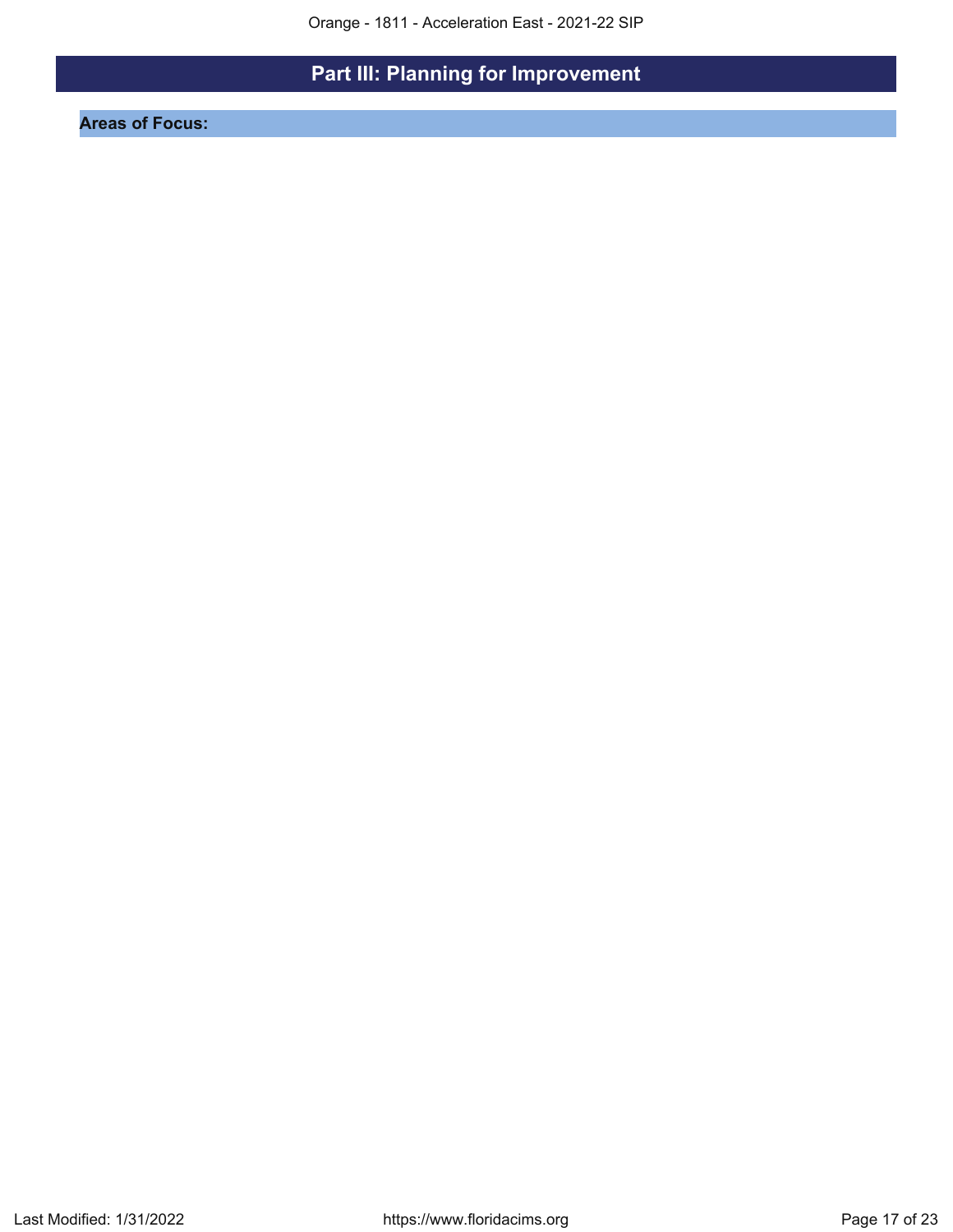# Part III: Planning for Improvement

## Areas of Focus: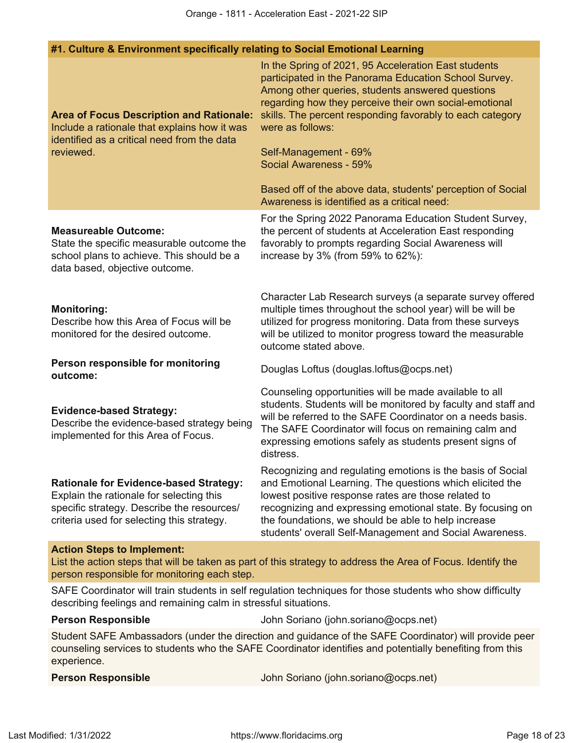### #1. Culture & Environment specifically relating to Social Emotional Learning

| | |
|---|---|
| **Area of Focus Description and Rationale:** Include a rationale that explains how it was identified as a critical need from the data reviewed. | In the Spring of 2021, 95 Acceleration East students participated in the Panorama Education School Survey. Among other queries, students answered questions regarding how they perceive their own social-emotional skills. The percent responding favorably to each category were as follows:<br><br>Self-Management - 69%<br>Social Awareness - 59%<br><br>Based off of the above data, students' perception of Social Awareness is identified as a critical need: |
| **Measureable Outcome:** State the specific measurable outcome the school plans to achieve. This should be a data based, objective outcome. | For the Spring 2022 Panorama Education Student Survey, the percent of students at Acceleration East responding favorably to prompts regarding Social Awareness will increase by 3% (from 59% to 62%): |
| **Monitoring:** Describe how this Area of Focus will be monitored for the desired outcome. | Character Lab Research surveys (a separate survey offered multiple times throughout the school year) will be will be utilized for progress monitoring. Data from these surveys will be utilized to monitor progress toward the measurable outcome stated above. |
| **Person responsible for monitoring outcome:** | Douglas Loftus (douglas.loftus@ocps.net) |
| **Evidence-based Strategy:** Describe the evidence-based strategy being implemented for this Area of Focus. | Counseling opportunities will be made available to all students. Students will be monitored by faculty and staff and will be referred to the SAFE Coordinator on a needs basis. The SAFE Coordinator will focus on remaining calm and expressing emotions safely as students present signs of distress. |
| **Rationale for Evidence-based Strategy:** Explain the rationale for selecting this specific strategy. Describe the resources/ criteria used for selecting this strategy. | Recognizing and regulating emotions is the basis of Social and Emotional Learning. The questions which elicited the lowest positive response rates are those related to recognizing and expressing emotional state. By focusing on the foundations, we should be able to help increase students' overall Self-Management and Social Awareness. |

**Action Steps to Implement:**
List the action steps that will be taken as part of this strategy to address the Area of Focus. Identify the person responsible for monitoring each step.

SAFE Coordinator will train students in self regulation techniques for those students who show difficulty describing feelings and remaining calm in stressful situations.

**Person Responsible** John Soriano (john.soriano@ocps.net)

Student SAFE Ambassadors (under the direction and guidance of the SAFE Coordinator) will provide peer counseling services to students who the SAFE Coordinator identifies and potentially benefiting from this experience.

**Person Responsible** John Soriano (john.soriano@ocps.net)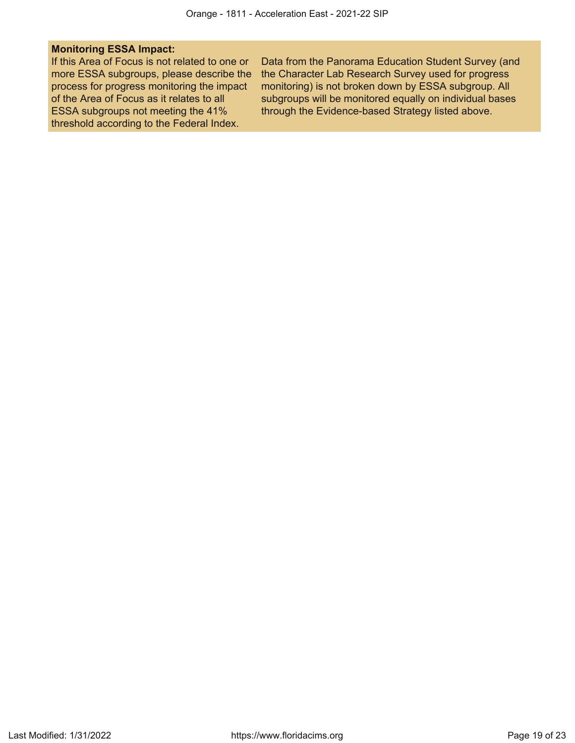**Monitoring ESSA Impact:**

| If this Area of Focus is not related to one or more ESSA subgroups, please describe the process for progress monitoring the impact of the Area of Focus as it relates to all ESSA subgroups not meeting the 41% threshold according to the Federal Index. | Data from the Panorama Education Student Survey (and the Character Lab Research Survey used for progress monitoring) is not broken down by ESSA subgroup. All subgroups will be monitored equally on individual bases through the Evidence-based Strategy listed above. |
| --- | --- |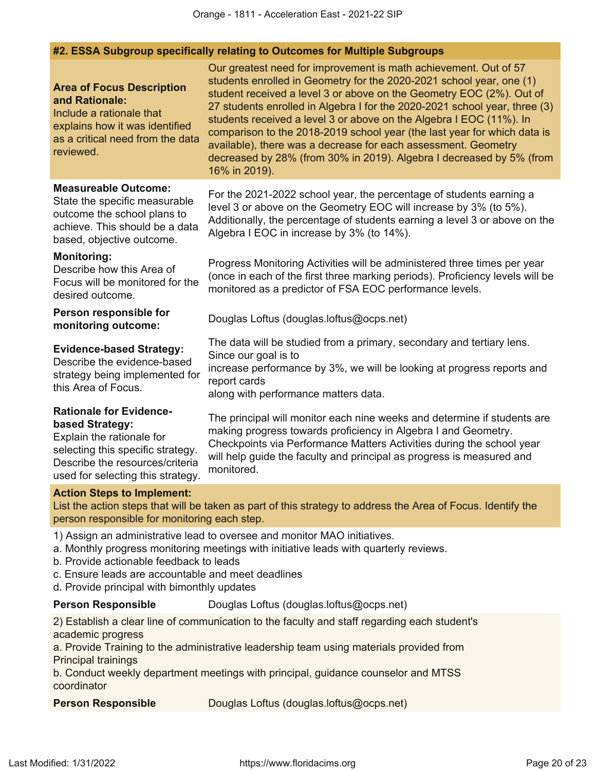## #2. ESSA Subgroup specifically relating to Outcomes for Multiple Subgroups

| | |
|---|---|
| **Area of Focus Description and Rationale:** Include a rationale that explains how it was identified as a critical need from the data reviewed. | Our greatest need for improvement is math achievement. Out of 57 students enrolled in Geometry for the 2020-2021 school year, one (1) student received a level 3 or above on the Geometry EOC (2%). Out of 27 students enrolled in Algebra I for the 2020-2021 school year, three (3) students received a level 3 or above on the Algebra I EOC (11%). In comparison to the 2018-2019 school year (the last year for which data is available), there was a decrease for each assessment. Geometry decreased by 28% (from 30% in 2019). Algebra I decreased by 5% (from 16% in 2019). |
| **Measureable Outcome:** State the specific measurable outcome the school plans to achieve. This should be a data based, objective outcome. | For the 2021-2022 school year, the percentage of students earning a level 3 or above on the Geometry EOC will increase by 3% (to 5%). Additionally, the percentage of students earning a level 3 or above on the Algebra I EOC in increase by 3% (to 14%). |
| **Monitoring:** Describe how this Area of Focus will be monitored for the desired outcome. | Progress Monitoring Activities will be administered three times per year (once in each of the first three marking periods). Proficiency levels will be monitored as a predictor of FSA EOC performance levels. |
| **Person responsible for monitoring outcome:** | Douglas Loftus (douglas.loftus@ocps.net) |
| **Evidence-based Strategy:** Describe the evidence-based strategy being implemented for this Area of Focus. | The data will be studied from a primary, secondary and tertiary lens. Since our goal is to increase performance by 3%, we will be looking at progress reports and report cards along with performance matters data. |
| **Rationale for Evidence-based Strategy:** Explain the rationale for selecting this specific strategy. Describe the resources/criteria used for selecting this strategy. | The principal will monitor each nine weeks and determine if students are making progress towards proficiency in Algebra I and Geometry. Checkpoints via Performance Matters Activities during the school year will help guide the faculty and principal as progress is measured and monitored. |

**Action Steps to Implement:**
List the action steps that will be taken as part of this strategy to address the Area of Focus. Identify the person responsible for monitoring each step.

1) Assign an administrative lead to oversee and monitor MAO initiatives.
a. Monthly progress monitoring meetings with initiative leads with quarterly reviews.
b. Provide actionable feedback to leads
c. Ensure leads are accountable and meet deadlines
d. Provide principal with bimonthly updates

**Person Responsible** Douglas Loftus (douglas.loftus@ocps.net)

2) Establish a clear line of communication to the faculty and staff regarding each student's academic progress
a. Provide Training to the administrative leadership team using materials provided from Principal trainings
b. Conduct weekly department meetings with principal, guidance counselor and MTSS coordinator

**Person Responsible** Douglas Loftus (douglas.loftus@ocps.net)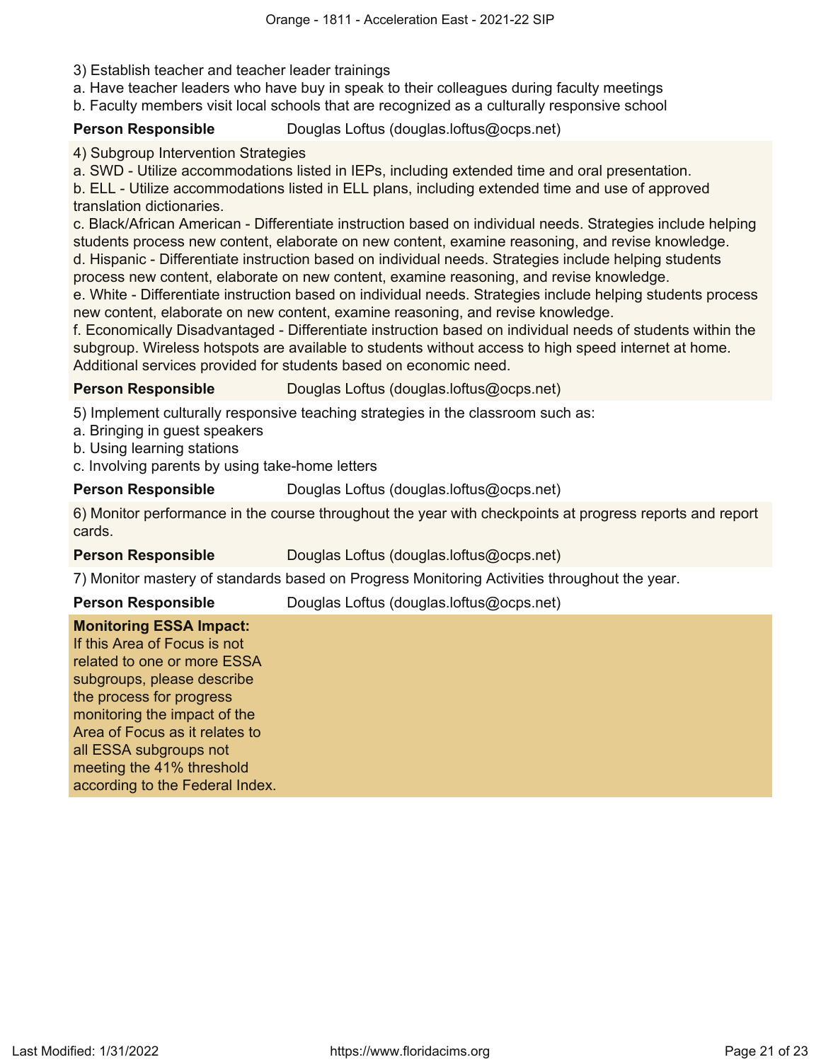3) Establish teacher and teacher leader trainings
a. Have teacher leaders who have buy in speak to their colleagues during faculty meetings
b. Faculty members visit local schools that are recognized as a culturally responsive school

**Person Responsible** Douglas Loftus (douglas.loftus@ocps.net)

4) Subgroup Intervention Strategies
a. SWD - Utilize accommodations listed in IEPs, including extended time and oral presentation.
b. ELL - Utilize accommodations listed in ELL plans, including extended time and use of approved translation dictionaries.
c. Black/African American - Differentiate instruction based on individual needs. Strategies include helping students process new content, elaborate on new content, examine reasoning, and revise knowledge.
d. Hispanic - Differentiate instruction based on individual needs. Strategies include helping students process new content, elaborate on new content, examine reasoning, and revise knowledge.
e. White - Differentiate instruction based on individual needs. Strategies include helping students process new content, elaborate on new content, examine reasoning, and revise knowledge.
f. Economically Disadvantaged - Differentiate instruction based on individual needs of students within the subgroup. Wireless hotspots are available to students without access to high speed internet at home. Additional services provided for students based on economic need.

**Person Responsible** Douglas Loftus (douglas.loftus@ocps.net)

5) Implement culturally responsive teaching strategies in the classroom such as:
a. Bringing in guest speakers
b. Using learning stations
c. Involving parents by using take-home letters

**Person Responsible** Douglas Loftus (douglas.loftus@ocps.net)

6) Monitor performance in the course throughout the year with checkpoints at progress reports and report cards.

**Person Responsible** Douglas Loftus (douglas.loftus@ocps.net)

7) Monitor mastery of standards based on Progress Monitoring Activities throughout the year.

**Person Responsible** Douglas Loftus (douglas.loftus@ocps.net)

**Monitoring ESSA Impact:**
If this Area of Focus is not related to one or more ESSA subgroups, please describe the process for progress monitoring the impact of the Area of Focus as it relates to all ESSA subgroups not meeting the 41% threshold according to the Federal Index.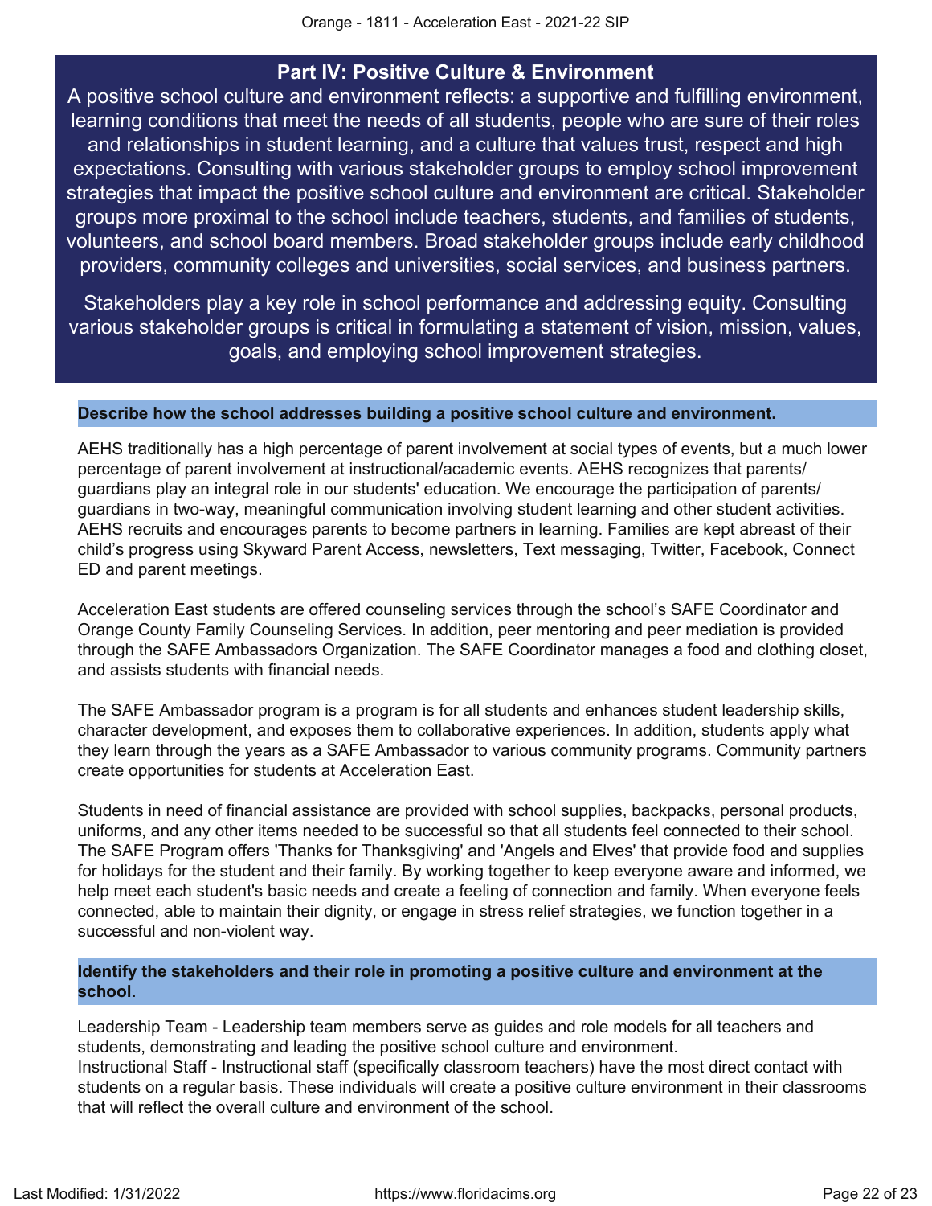## Part IV: Positive Culture & Environment

A positive school culture and environment reflects: a supportive and fulfilling environment, learning conditions that meet the needs of all students, people who are sure of their roles and relationships in student learning, and a culture that values trust, respect and high expectations. Consulting with various stakeholder groups to employ school improvement strategies that impact the positive school culture and environment are critical. Stakeholder groups more proximal to the school include teachers, students, and families of students, volunteers, and school board members. Broad stakeholder groups include early childhood providers, community colleges and universities, social services, and business partners.

Stakeholders play a key role in school performance and addressing equity. Consulting various stakeholder groups is critical in formulating a statement of vision, mission, values, goals, and employing school improvement strategies.

### Describe how the school addresses building a positive school culture and environment.

AEHS traditionally has a high percentage of parent involvement at social types of events, but a much lower percentage of parent involvement at instructional/academic events. AEHS recognizes that parents/ guardians play an integral role in our students' education. We encourage the participation of parents/ guardians in two-way, meaningful communication involving student learning and other student activities. AEHS recruits and encourages parents to become partners in learning. Families are kept abreast of their child's progress using Skyward Parent Access, newsletters, Text messaging, Twitter, Facebook, Connect ED and parent meetings.

Acceleration East students are offered counseling services through the school's SAFE Coordinator and Orange County Family Counseling Services. In addition, peer mentoring and peer mediation is provided through the SAFE Ambassadors Organization. The SAFE Coordinator manages a food and clothing closet, and assists students with financial needs.

The SAFE Ambassador program is a program is for all students and enhances student leadership skills, character development, and exposes them to collaborative experiences. In addition, students apply what they learn through the years as a SAFE Ambassador to various community programs. Community partners create opportunities for students at Acceleration East.

Students in need of financial assistance are provided with school supplies, backpacks, personal products, uniforms, and any other items needed to be successful so that all students feel connected to their school. The SAFE Program offers 'Thanks for Thanksgiving' and 'Angels and Elves' that provide food and supplies for holidays for the student and their family. By working together to keep everyone aware and informed, we help meet each student's basic needs and create a feeling of connection and family. When everyone feels connected, able to maintain their dignity, or engage in stress relief strategies, we function together in a successful and non-violent way.

### Identify the stakeholders and their role in promoting a positive culture and environment at the school.

Leadership Team - Leadership team members serve as guides and role models for all teachers and students, demonstrating and leading the positive school culture and environment.
Instructional Staff - Instructional staff (specifically classroom teachers) have the most direct contact with students on a regular basis. These individuals will create a positive culture environment in their classrooms that will reflect the overall culture and environment of the school.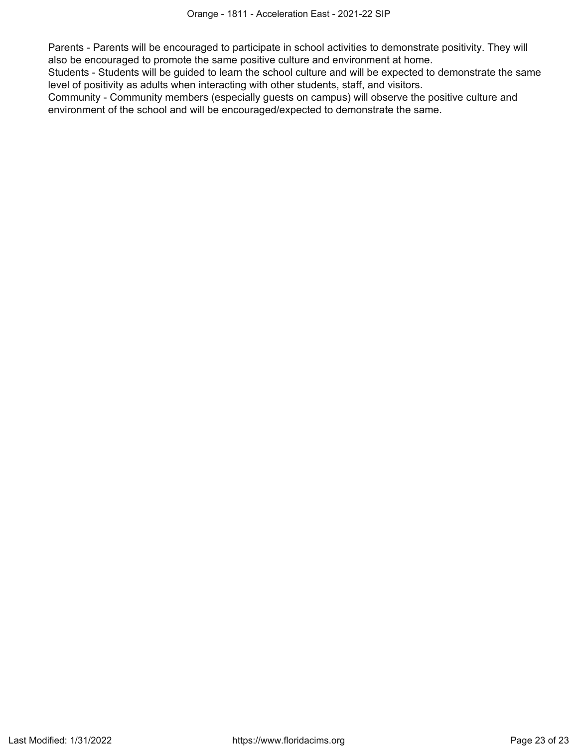Parents - Parents will be encouraged to participate in school activities to demonstrate positivity. They will also be encouraged to promote the same positive culture and environment at home.
Students - Students will be guided to learn the school culture and will be expected to demonstrate the same level of positivity as adults when interacting with other students, staff, and visitors.
Community - Community members (especially guests on campus) will observe the positive culture and environment of the school and will be encouraged/expected to demonstrate the same.